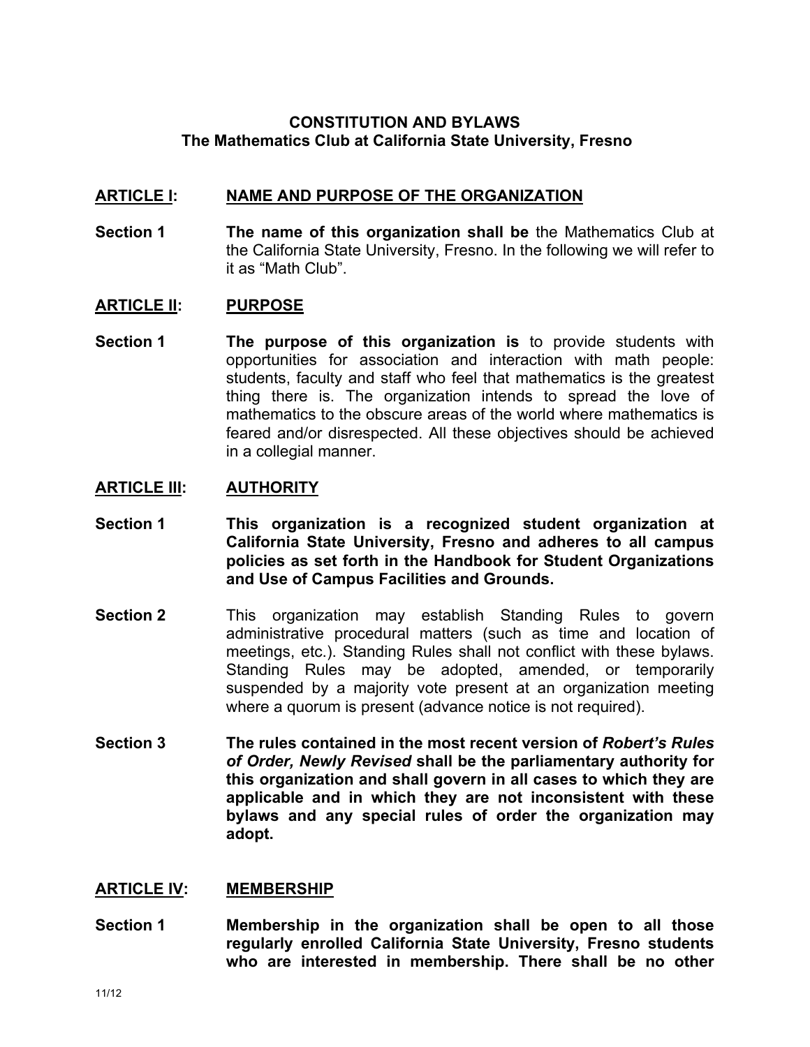# CONSTITUTION AND BYLAWS
## The Mathematics Club at California State University, Fresno

## ARTICLE I: NAME AND PURPOSE OF THE ORGANIZATION

**Section 1** **The name of this organization shall be** the Mathematics Club at the California State University, Fresno. In the following we will refer to it as "Math Club".

## ARTICLE II: PURPOSE

**Section 1** **The purpose of this organization is** to provide students with opportunities for association and interaction with math people: students, faculty and staff who feel that mathematics is the greatest thing there is. The organization intends to spread the love of mathematics to the obscure areas of the world where mathematics is feared and/or disrespected. All these objectives should be achieved in a collegial manner.

## ARTICLE III: AUTHORITY

**Section 1** **This organization is a recognized student organization at California State University, Fresno and adheres to all campus policies as set forth in the Handbook for Student Organizations and Use of Campus Facilities and Grounds.**

**Section 2** This organization may establish Standing Rules to govern administrative procedural matters (such as time and location of meetings, etc.). Standing Rules shall not conflict with these bylaws. Standing Rules may be adopted, amended, or temporarily suspended by a majority vote present at an organization meeting where a quorum is present (advance notice is not required).

**Section 3** **The rules contained in the most recent version of *Robert's Rules of Order, Newly Revised* shall be the parliamentary authority for this organization and shall govern in all cases to which they are applicable and in which they are not inconsistent with these bylaws and any special rules of order the organization may adopt.**

## ARTICLE IV: MEMBERSHIP

**Section 1** **Membership in the organization shall be open to all those regularly enrolled California State University, Fresno students who are interested in membership. There shall be no other**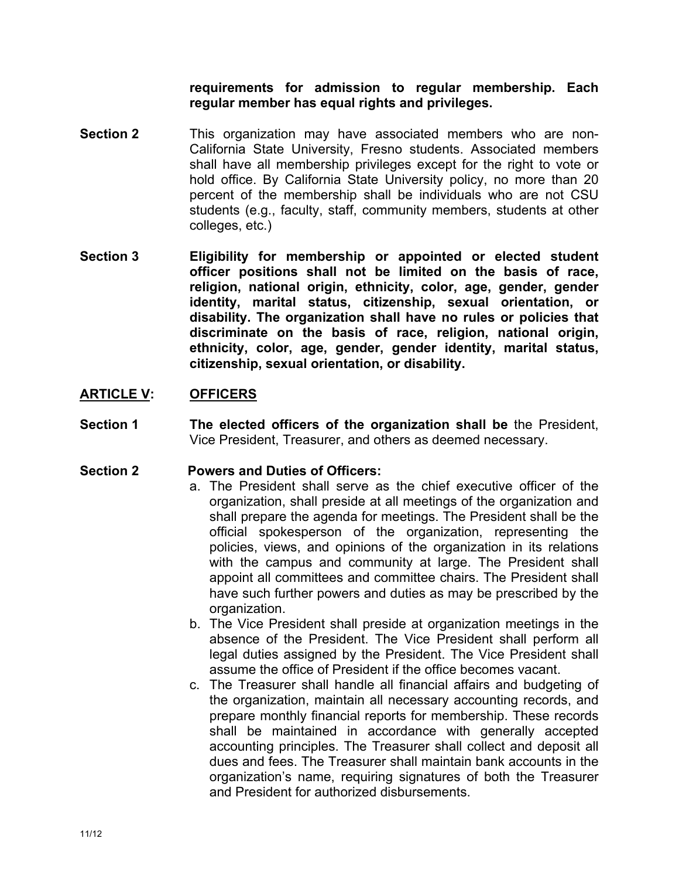**requirements for admission to regular membership. Each regular member has equal rights and privileges.**

**Section 2** This organization may have associated members who are non-California State University, Fresno students. Associated members shall have all membership privileges except for the right to vote or hold office. By California State University policy, no more than 20 percent of the membership shall be individuals who are not CSU students (e.g., faculty, staff, community members, students at other colleges, etc.)

**Section 3** **Eligibility for membership or appointed or elected student officer positions shall not be limited on the basis of race, religion, national origin, ethnicity, color, age, gender, gender identity, marital status, citizenship, sexual orientation, or disability. The organization shall have no rules or policies that discriminate on the basis of race, religion, national origin, ethnicity, color, age, gender, gender identity, marital status, citizenship, sexual orientation, or disability.**

## ARTICLE V: OFFICERS

**Section 1** **The elected officers of the organization shall be** the President, Vice President, Treasurer, and others as deemed necessary.

**Section 2** **Powers and Duties of Officers:**

a. The President shall serve as the chief executive officer of the organization, shall preside at all meetings of the organization and shall prepare the agenda for meetings. The President shall be the official spokesperson of the organization, representing the policies, views, and opinions of the organization in its relations with the campus and community at large. The President shall appoint all committees and committee chairs. The President shall have such further powers and duties as may be prescribed by the organization.

b. The Vice President shall preside at organization meetings in the absence of the President. The Vice President shall perform all legal duties assigned by the President. The Vice President shall assume the office of President if the office becomes vacant.

c. The Treasurer shall handle all financial affairs and budgeting of the organization, maintain all necessary accounting records, and prepare monthly financial reports for membership. These records shall be maintained in accordance with generally accepted accounting principles. The Treasurer shall collect and deposit all dues and fees. The Treasurer shall maintain bank accounts in the organization's name, requiring signatures of both the Treasurer and President for authorized disbursements.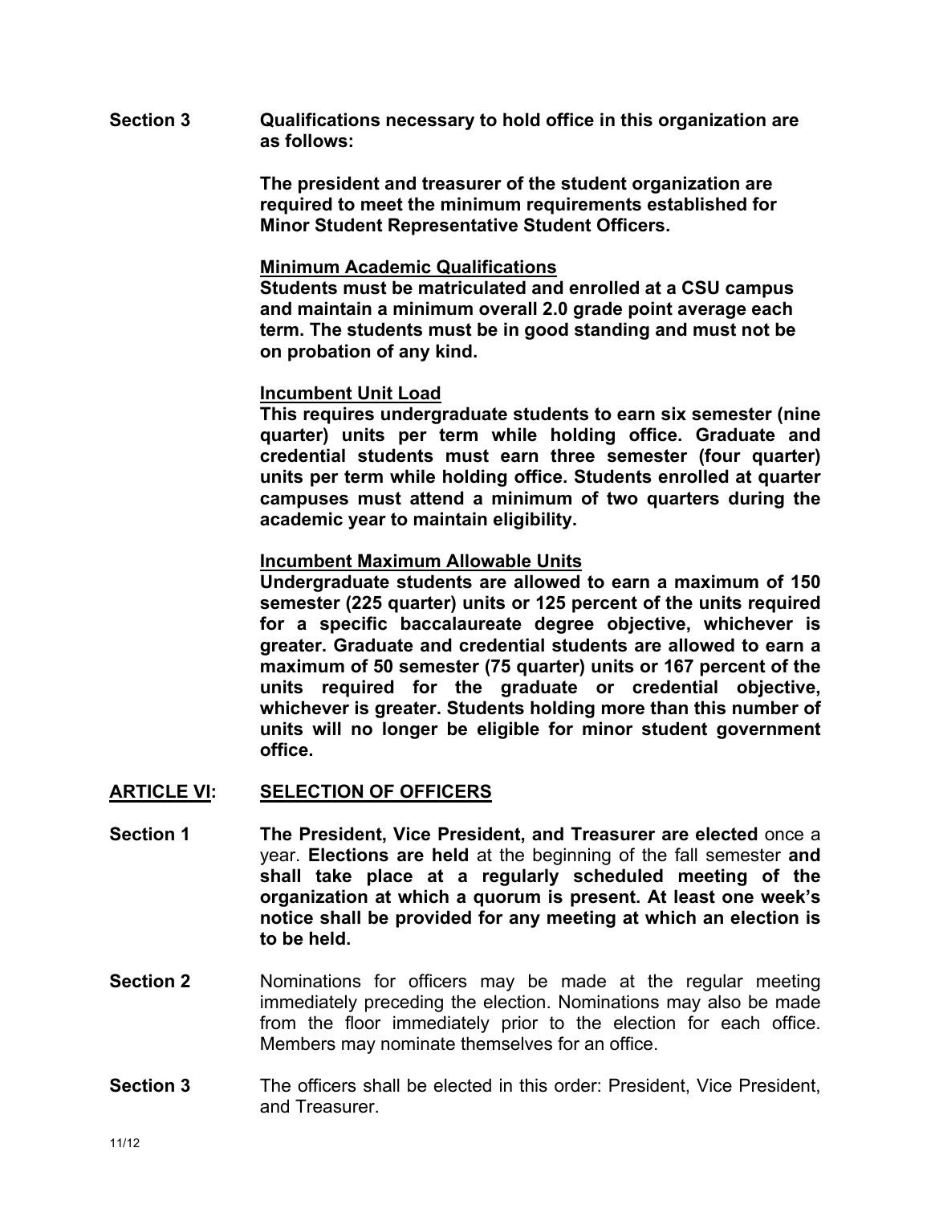**Section 3 Qualifications necessary to hold office in this organization are as follows:**

**The president and treasurer of the student organization are required to meet the minimum requirements established for Minor Student Representative Student Officers.**

**Minimum Academic Qualifications**

**Students must be matriculated and enrolled at a CSU campus and maintain a minimum overall 2.0 grade point average each term. The students must be in good standing and must not be on probation of any kind.**

**Incumbent Unit Load**

**This requires undergraduate students to earn six semester (nine quarter) units per term while holding office. Graduate and credential students must earn three semester (four quarter) units per term while holding office. Students enrolled at quarter campuses must attend a minimum of two quarters during the academic year to maintain eligibility.**

**Incumbent Maximum Allowable Units**

**Undergraduate students are allowed to earn a maximum of 150 semester (225 quarter) units or 125 percent of the units required for a specific baccalaureate degree objective, whichever is greater. Graduate and credential students are allowed to earn a maximum of 50 semester (75 quarter) units or 167 percent of the units required for the graduate or credential objective, whichever is greater. Students holding more than this number of units will no longer be eligible for minor student government office.**

## ARTICLE VI: SELECTION OF OFFICERS

**Section 1** **The President, Vice President, and Treasurer are elected** once a year. **Elections are held** at the beginning of the fall semester **and shall take place at a regularly scheduled meeting of the organization at which a quorum is present. At least one week's notice shall be provided for any meeting at which an election is to be held.**

**Section 2** Nominations for officers may be made at the regular meeting immediately preceding the election. Nominations may also be made from the floor immediately prior to the election for each office. Members may nominate themselves for an office.

**Section 3** The officers shall be elected in this order: President, Vice President, and Treasurer.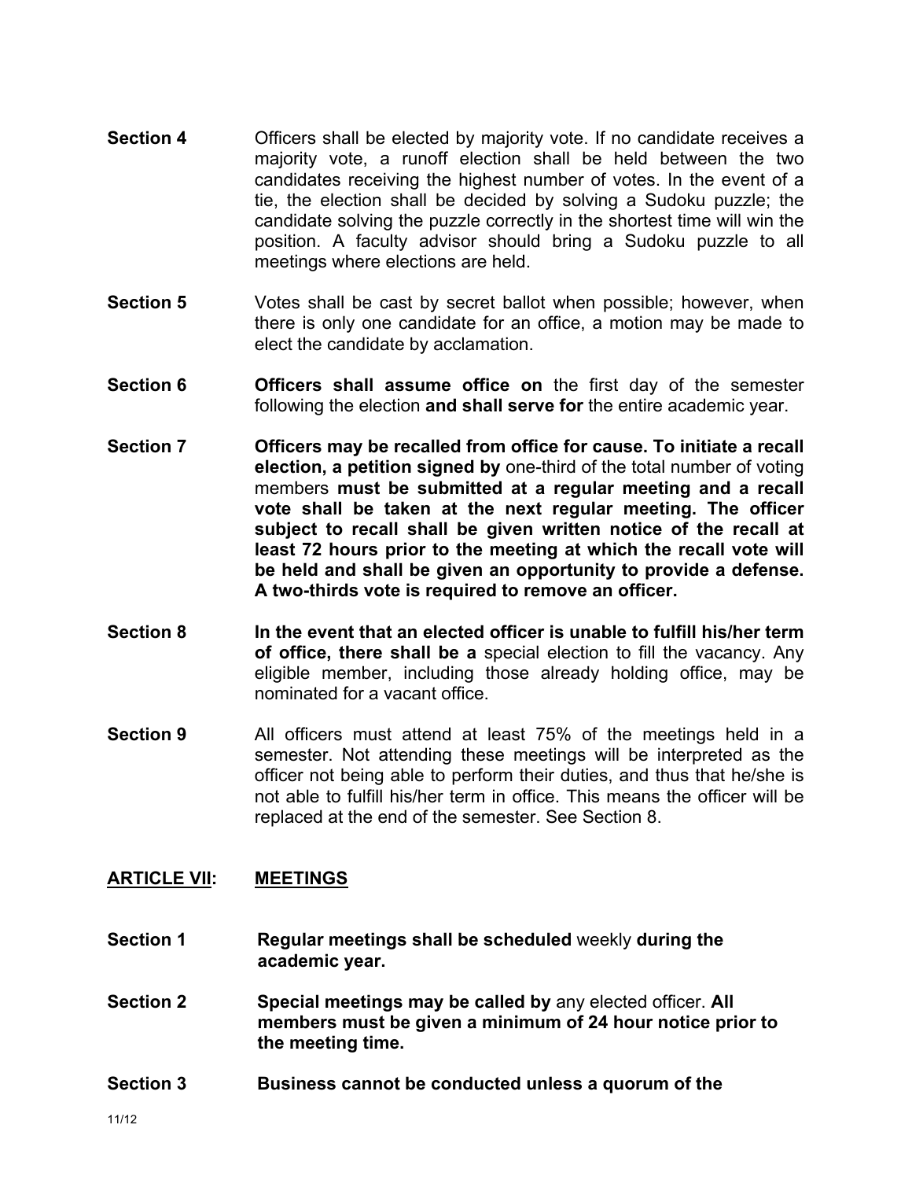**Section 4** Officers shall be elected by majority vote. If no candidate receives a majority vote, a runoff election shall be held between the two candidates receiving the highest number of votes. In the event of a tie, the election shall be decided by solving a Sudoku puzzle; the candidate solving the puzzle correctly in the shortest time will win the position. A faculty advisor should bring a Sudoku puzzle to all meetings where elections are held.

**Section 5** Votes shall be cast by secret ballot when possible; however, when there is only one candidate for an office, a motion may be made to elect the candidate by acclamation.

**Section 6** **Officers shall assume office on** the first day of the semester following the election **and shall serve for** the entire academic year.

**Section 7** **Officers may be recalled from office for cause. To initiate a recall election, a petition signed by** one-third of the total number of voting members **must be submitted at a regular meeting and a recall vote shall be taken at the next regular meeting. The officer subject to recall shall be given written notice of the recall at least 72 hours prior to the meeting at which the recall vote will be held and shall be given an opportunity to provide a defense. A two-thirds vote is required to remove an officer.**

**Section 8** **In the event that an elected officer is unable to fulfill his/her term of office, there shall be a** special election to fill the vacancy. Any eligible member, including those already holding office, may be nominated for a vacant office.

**Section 9** All officers must attend at least 75% of the meetings held in a semester. Not attending these meetings will be interpreted as the officer not being able to perform their duties, and thus that he/she is not able to fulfill his/her term in office. This means the officer will be replaced at the end of the semester. See Section 8.

## ARTICLE VII: MEETINGS

**Section 1** **Regular meetings shall be scheduled** weekly **during the academic year.**

**Section 2** **Special meetings may be called by** any elected officer. **All members must be given a minimum of 24 hour notice prior to the meeting time.**

**Section 3** **Business cannot be conducted unless a quorum of the**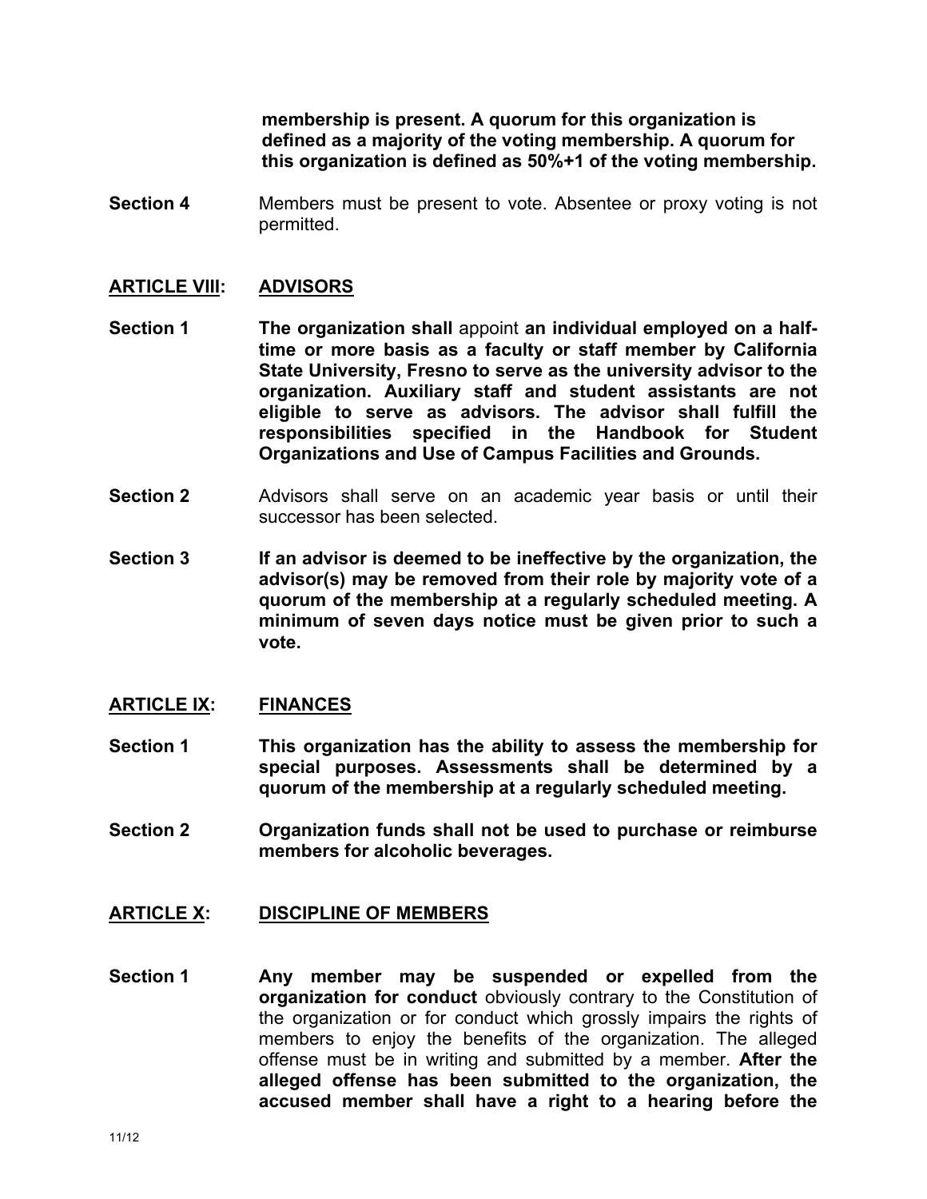**membership is present. A quorum for this organization is defined as a majority of the voting membership. A quorum for this organization is defined as 50%+1 of the voting membership.**

**Section 4** Members must be present to vote. Absentee or proxy voting is not permitted.

## ARTICLE VIII: ADVISORS

**Section 1** **The organization shall** appoint **an individual employed on a half-time or more basis as a faculty or staff member by California State University, Fresno to serve as the university advisor to the organization. Auxiliary staff and student assistants are not eligible to serve as advisors. The advisor shall fulfill the responsibilities specified in the Handbook for Student Organizations and Use of Campus Facilities and Grounds.**

**Section 2** Advisors shall serve on an academic year basis or until their successor has been selected.

**Section 3** **If an advisor is deemed to be ineffective by the organization, the advisor(s) may be removed from their role by majority vote of a quorum of the membership at a regularly scheduled meeting. A minimum of seven days notice must be given prior to such a vote.**

## ARTICLE IX: FINANCES

**Section 1** **This organization has the ability to assess the membership for special purposes. Assessments shall be determined by a quorum of the membership at a regularly scheduled meeting.**

**Section 2** **Organization funds shall not be used to purchase or reimburse members for alcoholic beverages.**

## ARTICLE X: DISCIPLINE OF MEMBERS

**Section 1** **Any member may be suspended or expelled from the organization for conduct** obviously contrary to the Constitution of the organization or for conduct which grossly impairs the rights of members to enjoy the benefits of the organization. The alleged offense must be in writing and submitted by a member. **After the alleged offense has been submitted to the organization, the accused member shall have a right to a hearing before the**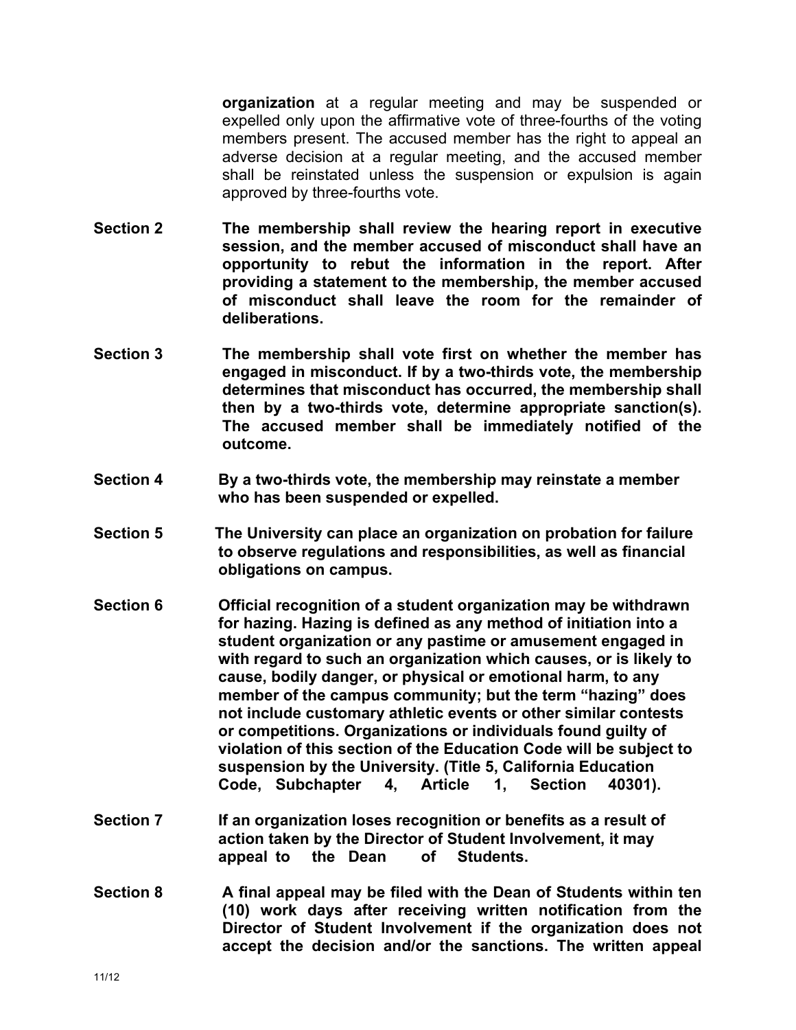**organization** at a regular meeting and may be suspended or expelled only upon the affirmative vote of three-fourths of the voting members present. The accused member has the right to appeal an adverse decision at a regular meeting, and the accused member shall be reinstated unless the suspension or expulsion is again approved by three-fourths vote.

**Section 2** **The membership shall review the hearing report in executive session, and the member accused of misconduct shall have an opportunity to rebut the information in the report. After providing a statement to the membership, the member accused of misconduct shall leave the room for the remainder of deliberations.**

**Section 3** **The membership shall vote first on whether the member has engaged in misconduct. If by a two-thirds vote, the membership determines that misconduct has occurred, the membership shall then by a two-thirds vote, determine appropriate sanction(s). The accused member shall be immediately notified of the outcome.**

**Section 4** **By a two-thirds vote, the membership may reinstate a member who has been suspended or expelled.**

**Section 5** **The University can place an organization on probation for failure to observe regulations and responsibilities, as well as financial obligations on campus.**

**Section 6** **Official recognition of a student organization may be withdrawn for hazing. Hazing is defined as any method of initiation into a student organization or any pastime or amusement engaged in with regard to such an organization which causes, or is likely to cause, bodily danger, or physical or emotional harm, to any member of the campus community; but the term "hazing" does not include customary athletic events or other similar contests or competitions. Organizations or individuals found guilty of violation of this section of the Education Code will be subject to suspension by the University. (Title 5, California Education Code, Subchapter 4, Article 1, Section 40301).**

**Section 7** **If an organization loses recognition or benefits as a result of action taken by the Director of Student Involvement, it may appeal to the Dean of Students.**

**Section 8** **A final appeal may be filed with the Dean of Students within ten (10) work days after receiving written notification from the Director of Student Involvement if the organization does not accept the decision and/or the sanctions. The written appeal**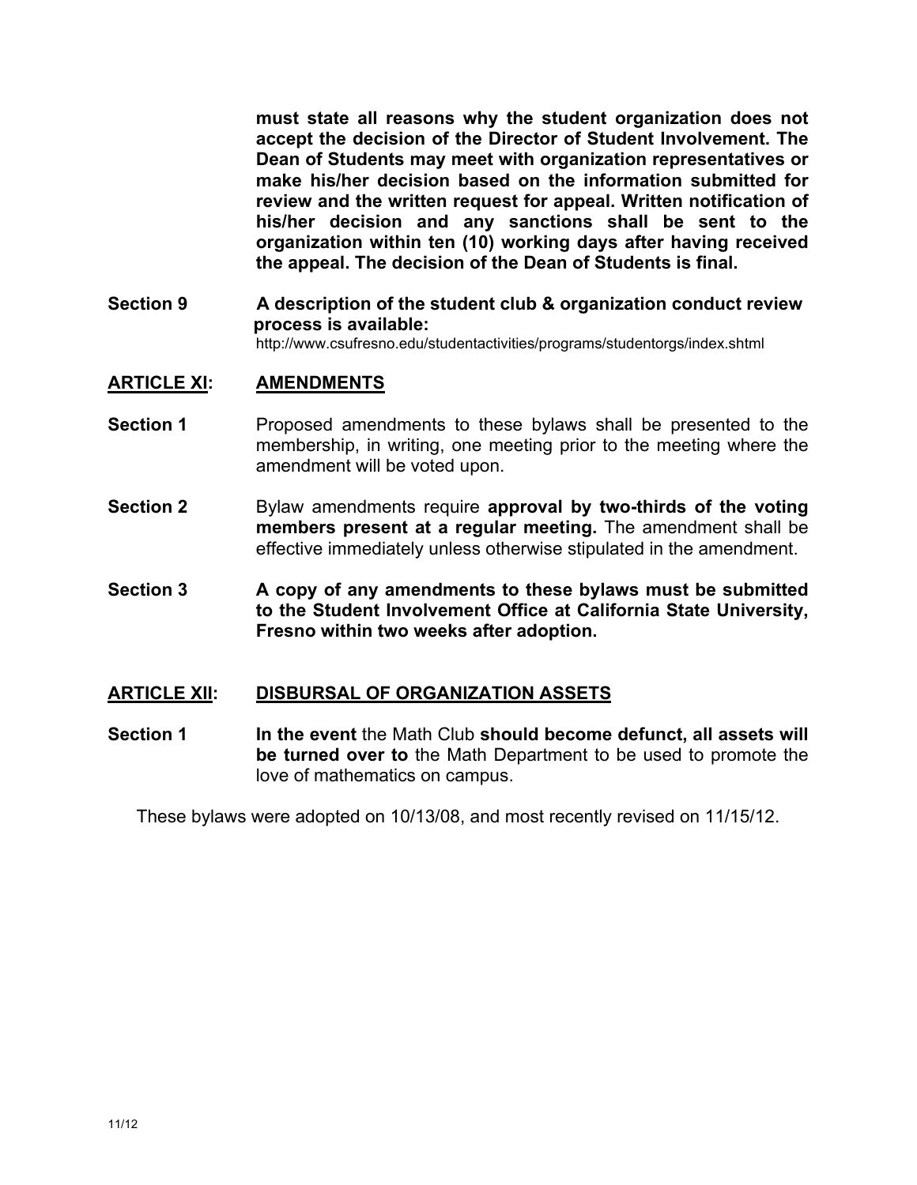**must state all reasons why the student organization does not accept the decision of the Director of Student Involvement. The Dean of Students may meet with organization representatives or make his/her decision based on the information submitted for review and the written request for appeal. Written notification of his/her decision and any sanctions shall be sent to the organization within ten (10) working days after having received the appeal. The decision of the Dean of Students is final.**

**Section 9** **A description of the student club & organization conduct review process is available:**
http://www.csufresno.edu/studentactivities/programs/studentorgs/index.shtml

## ARTICLE XI: AMENDMENTS

**Section 1** Proposed amendments to these bylaws shall be presented to the membership, in writing, one meeting prior to the meeting where the amendment will be voted upon.

**Section 2** Bylaw amendments require **approval by two-thirds of the voting members present at a regular meeting.** The amendment shall be effective immediately unless otherwise stipulated in the amendment.

**Section 3** **A copy of any amendments to these bylaws must be submitted to the Student Involvement Office at California State University, Fresno within two weeks after adoption.**

## ARTICLE XII: DISBURSAL OF ORGANIZATION ASSETS

**Section 1** **In the event** the Math Club **should become defunct, all assets will be turned over to** the Math Department to be used to promote the love of mathematics on campus.

These bylaws were adopted on 10/13/08, and most recently revised on 11/15/12.